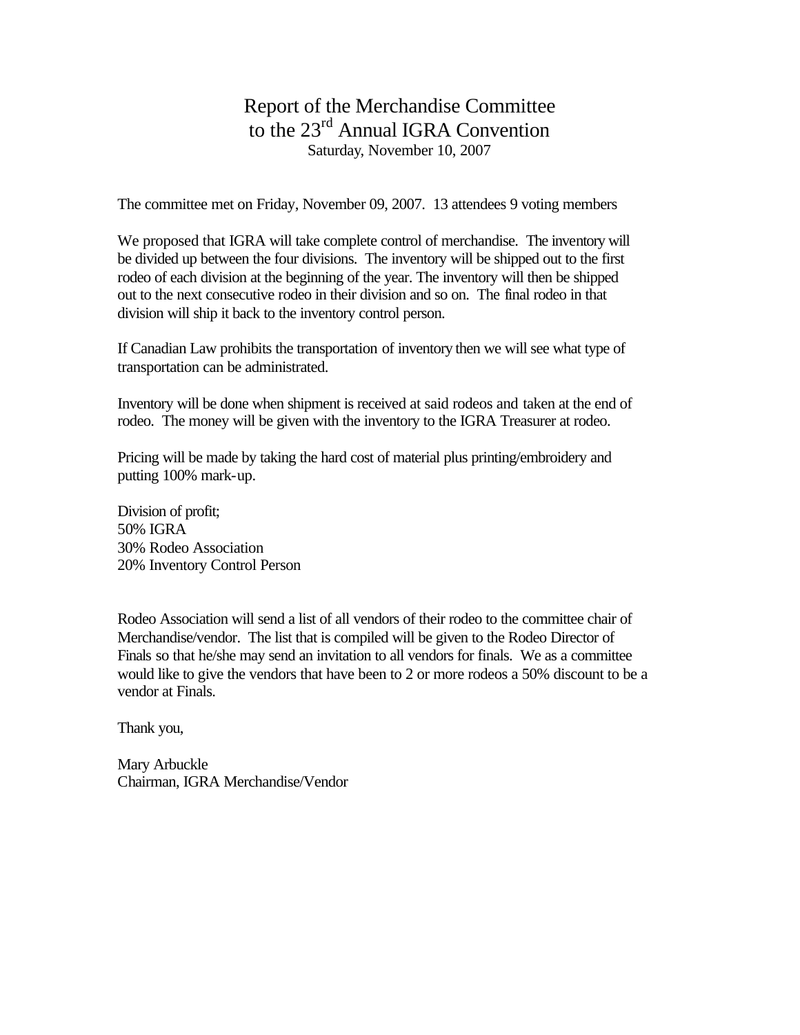# Report of the Merchandise Committee to the 23rd Annual IGRA Convention

Saturday, November 10, 2007

The committee met on Friday, November 09, 2007. 13 attendees 9 voting members

We proposed that IGRA will take complete control of merchandise. The inventory will be divided up between the four divisions. The inventory will be shipped out to the first rodeo of each division at the beginning of the year. The inventory will then be shipped out to the next consecutive rodeo in their division and so on. The final rodeo in that division will ship it back to the inventory control person.

If Canadian Law prohibits the transportation of inventory then we will see what type of transportation can be administrated.

Inventory will be done when shipment is received at said rodeos and taken at the end of rodeo. The money will be given with the inventory to the IGRA Treasurer at rodeo.

Pricing will be made by taking the hard cost of material plus printing/embroidery and putting 100% mark-up.

Division of profit;
50% IGRA
30% Rodeo Association
20% Inventory Control Person

Rodeo Association will send a list of all vendors of their rodeo to the committee chair of Merchandise/vendor. The list that is compiled will be given to the Rodeo Director of Finals so that he/she may send an invitation to all vendors for finals. We as a committee would like to give the vendors that have been to 2 or more rodeos a 50% discount to be a vendor at Finals.

Thank you,

Mary Arbuckle
Chairman, IGRA Merchandise/Vendor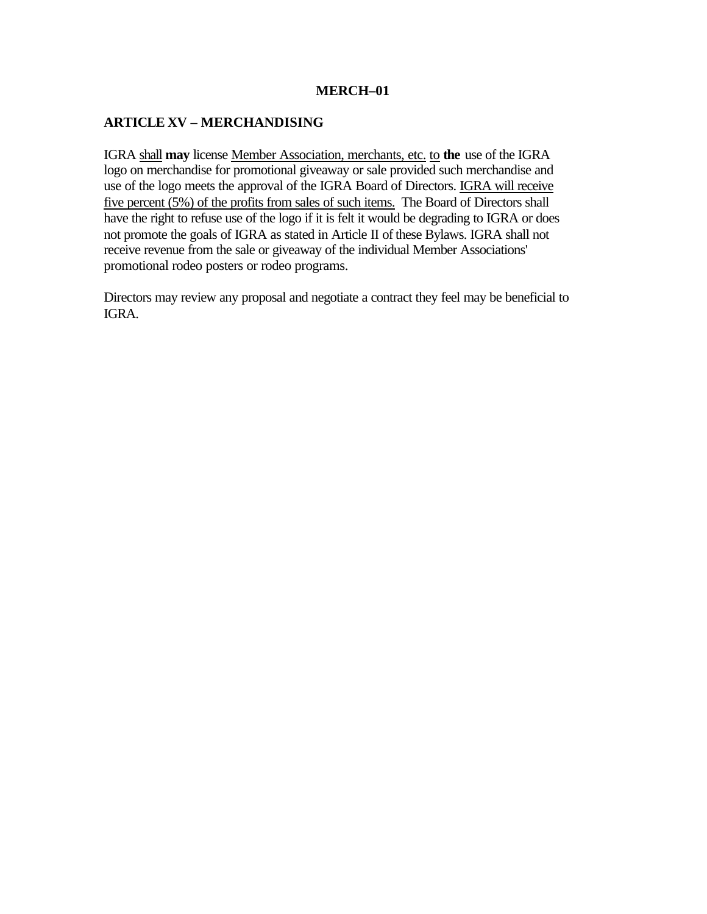**MERCH–01**

**ARTICLE XV – MERCHANDISING**

IGRA <u>shall</u> **may** license <u>Member Association, merchants, etc.</u> <u>to</u> **the** use of the IGRA logo on merchandise for promotional giveaway or sale provided such merchandise and use of the logo meets the approval of the IGRA Board of Directors. <u>IGRA will receive five percent (5%) of the profits from sales of such items.</u> The Board of Directors shall have the right to refuse use of the logo if it is felt it would be degrading to IGRA or does not promote the goals of IGRA as stated in Article II of these Bylaws. IGRA shall not receive revenue from the sale or giveaway of the individual Member Associations' promotional rodeo posters or rodeo programs.

Directors may review any proposal and negotiate a contract they feel may be beneficial to IGRA.